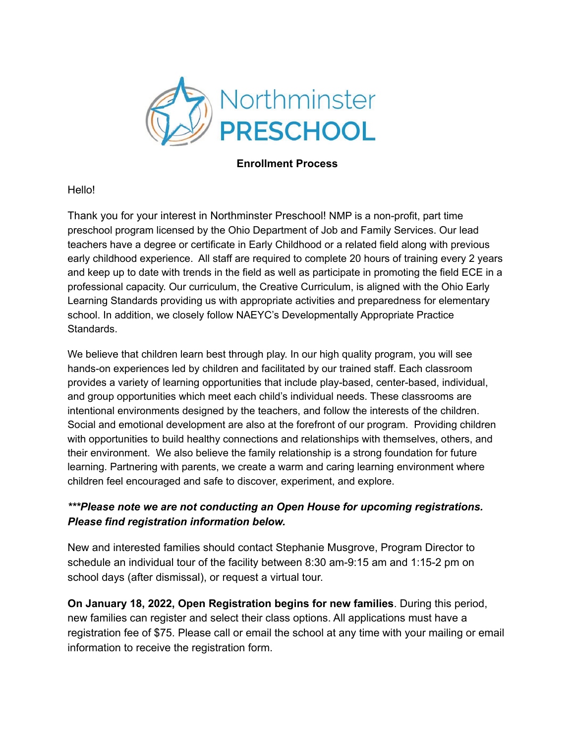# Northminster PRESCHOOL

**Enrollment Process**

Hello!

Thank you for your interest in Northminster Preschool! NMP is a non-profit, part time preschool program licensed by the Ohio Department of Job and Family Services. Our lead teachers have a degree or certificate in Early Childhood or a related field along with previous early childhood experience. All staff are required to complete 20 hours of training every 2 years and keep up to date with trends in the field as well as participate in promoting the field ECE in a professional capacity. Our curriculum, the Creative Curriculum, is aligned with the Ohio Early Learning Standards providing us with appropriate activities and preparedness for elementary school. In addition, we closely follow NAEYC's Developmentally Appropriate Practice Standards.

We believe that children learn best through play. In our high quality program, you will see hands-on experiences led by children and facilitated by our trained staff. Each classroom provides a variety of learning opportunities that include play-based, center-based, individual, and group opportunities which meet each child's individual needs. These classrooms are intentional environments designed by the teachers, and follow the interests of the children. Social and emotional development are also at the forefront of our program. Providing children with opportunities to build healthy connections and relationships with themselves, others, and their environment. We also believe the family relationship is a strong foundation for future learning. Partnering with parents, we create a warm and caring learning environment where children feel encouraged and safe to discover, experiment, and explore.

***\*\*\*Please note we are not conducting an Open House for upcoming registrations. Please find registration information below.***

New and interested families should contact Stephanie Musgrove, Program Director to schedule an individual tour of the facility between 8:30 am-9:15 am and 1:15-2 pm on school days (after dismissal), or request a virtual tour.

**On January 18, 2022, Open Registration begins for new families**. During this period, new families can register and select their class options. All applications must have a registration fee of $75. Please call or email the school at any time with your mailing or email information to receive the registration form.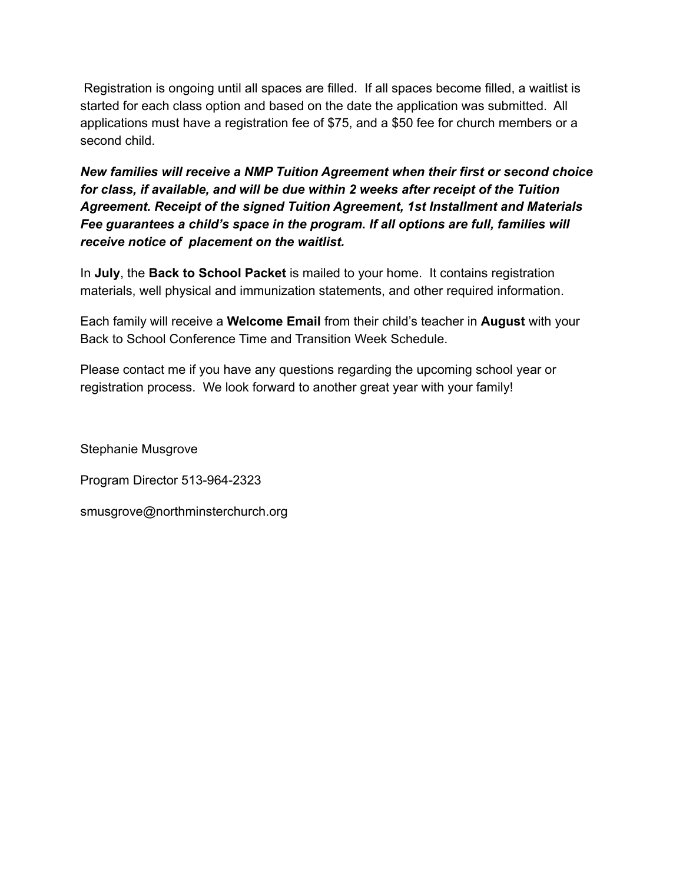Registration is ongoing until all spaces are filled. If all spaces become filled, a waitlist is started for each class option and based on the date the application was submitted. All applications must have a registration fee of $75, and a $50 fee for church members or a second child.

***New families will receive a NMP Tuition Agreement when their first or second choice for class, if available, and will be due within 2 weeks after receipt of the Tuition Agreement. Receipt of the signed Tuition Agreement, 1st Installment and Materials Fee guarantees a child's space in the program. If all options are full, families will receive notice of placement on the waitlist.***

In **July**, the **Back to School Packet** is mailed to your home. It contains registration materials, well physical and immunization statements, and other required information.

Each family will receive a **Welcome Email** from their child's teacher in **August** with your Back to School Conference Time and Transition Week Schedule.

Please contact me if you have any questions regarding the upcoming school year or registration process. We look forward to another great year with your family!

Stephanie Musgrove

Program Director 513-964-2323

smusgrove@northminsterchurch.org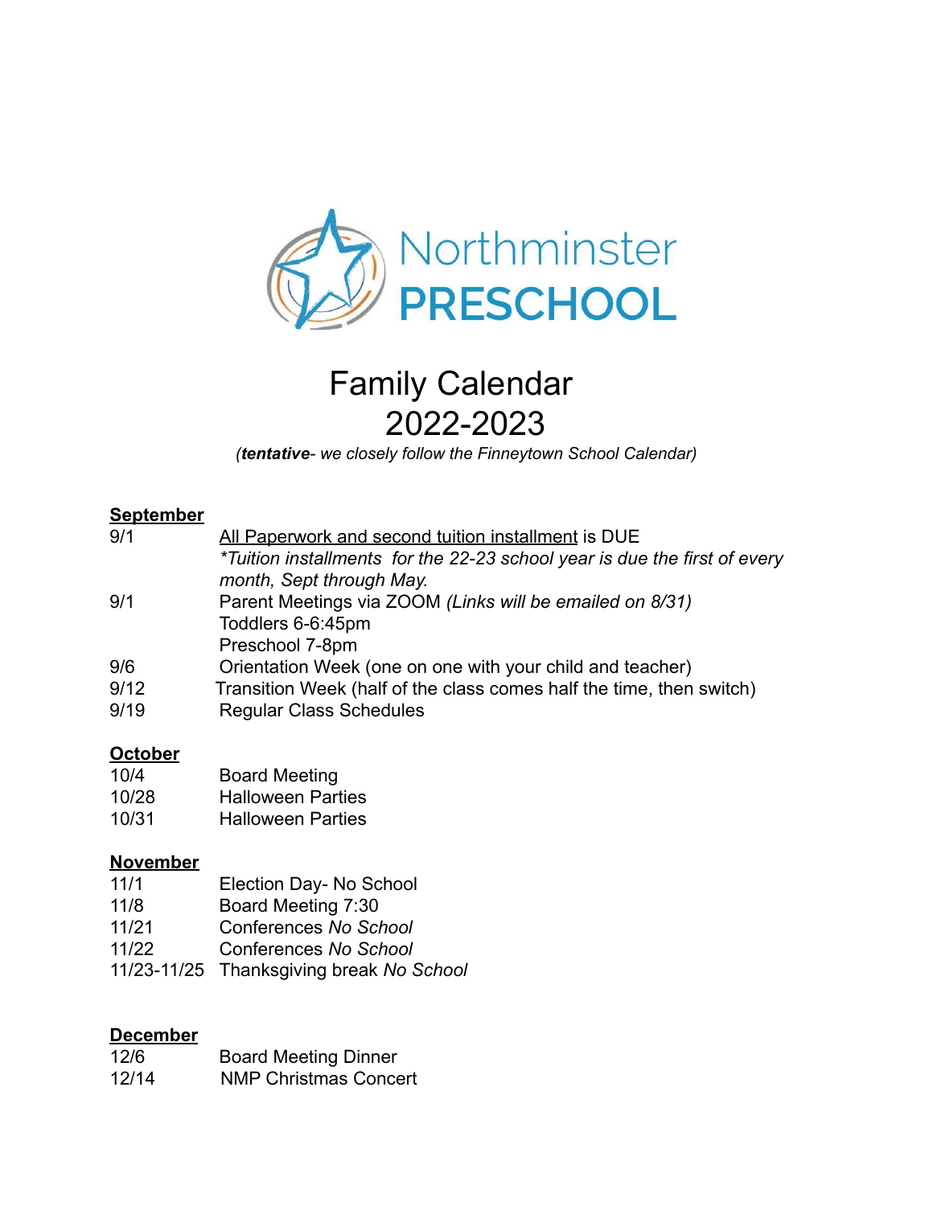Northminster PRESCHOOL

# Family Calendar 2022-2023

*(**tentative**- we closely follow the Finneytown School Calendar)*

**September**

| | |
|---|---|
| 9/1 | All Paperwork and second tuition installment is DUE<br>*\*Tuition installments for the 22-23 school year is due the first of every month, Sept through May.* |
| 9/1 | Parent Meetings via ZOOM *(Links will be emailed on 8/31)*<br>Toddlers 6-6:45pm<br>Preschool 7-8pm |
| 9/6 | Orientation Week (one on one with your child and teacher) |
| 9/12 | Transition Week (half of the class comes half the time, then switch) |
| 9/19 | Regular Class Schedules |

**October**

| | |
|---|---|
| 10/4 | Board Meeting |
| 10/28 | Halloween Parties |
| 10/31 | Halloween Parties |

**November**

| | |
|---|---|
| 11/1 | Election Day- No School |
| 11/8 | Board Meeting 7:30 |
| 11/21 | Conferences *No School* |
| 11/22 | Conferences *No School* |
| 11/23-11/25 | Thanksgiving break *No School* |

**December**

| | |
|---|---|
| 12/6 | Board Meeting Dinner |
| 12/14 | NMP Christmas Concert |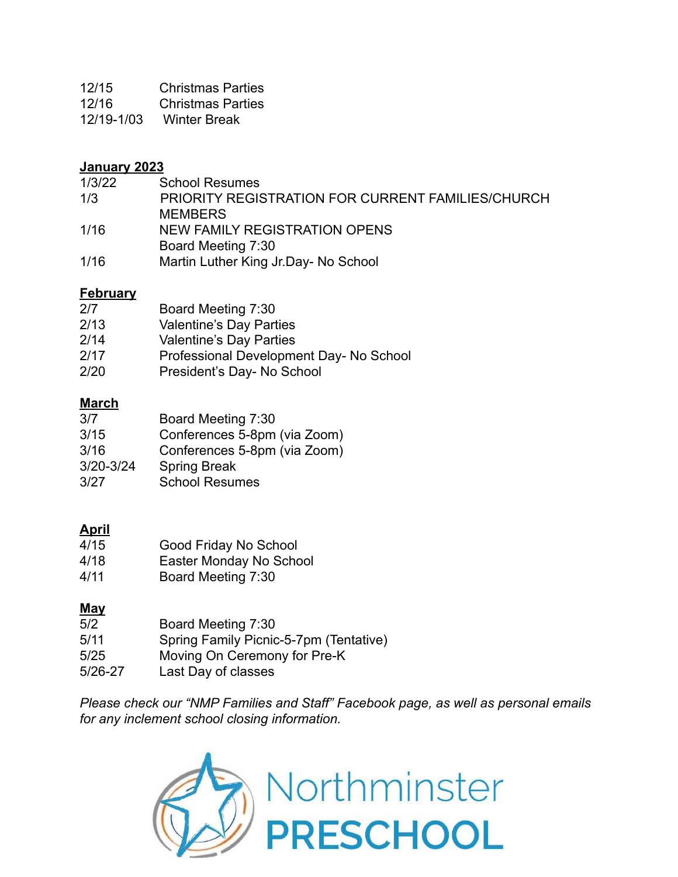| | |
|---|---|
| 12/15 | Christmas Parties |
| 12/16 | Christmas Parties |
| 12/19-1/03 | Winter Break |

**January 2023**

| | |
|---|---|
| 1/3/22 | School Resumes |
| 1/3 | PRIORITY REGISTRATION FOR CURRENT FAMILIES/CHURCH MEMBERS |
| 1/16 | NEW FAMILY REGISTRATION OPENS<br>Board Meeting 7:30 |
| 1/16 | Martin Luther King Jr.Day- No School |

**February**

| | |
|---|---|
| 2/7 | Board Meeting 7:30 |
| 2/13 | Valentine's Day Parties |
| 2/14 | Valentine's Day Parties |
| 2/17 | Professional Development Day- No School |
| 2/20 | President's Day- No School |

**March**

| | |
|---|---|
| 3/7 | Board Meeting 7:30 |
| 3/15 | Conferences 5-8pm (via Zoom) |
| 3/16 | Conferences 5-8pm (via Zoom) |
| 3/20-3/24 | Spring Break |
| 3/27 | School Resumes |

**April**

| | |
|---|---|
| 4/15 | Good Friday No School |
| 4/18 | Easter Monday No School |
| 4/11 | Board Meeting 7:30 |

**May**

| | |
|---|---|
| 5/2 | Board Meeting 7:30 |
| 5/11 | Spring Family Picnic-5-7pm (Tentative) |
| 5/25 | Moving On Ceremony for Pre-K |
| 5/26-27 | Last Day of classes |

*Please check our "NMP Families and Staff" Facebook page, as well as personal emails for any inclement school closing information.*

Northminster
**PRESCHOOL**